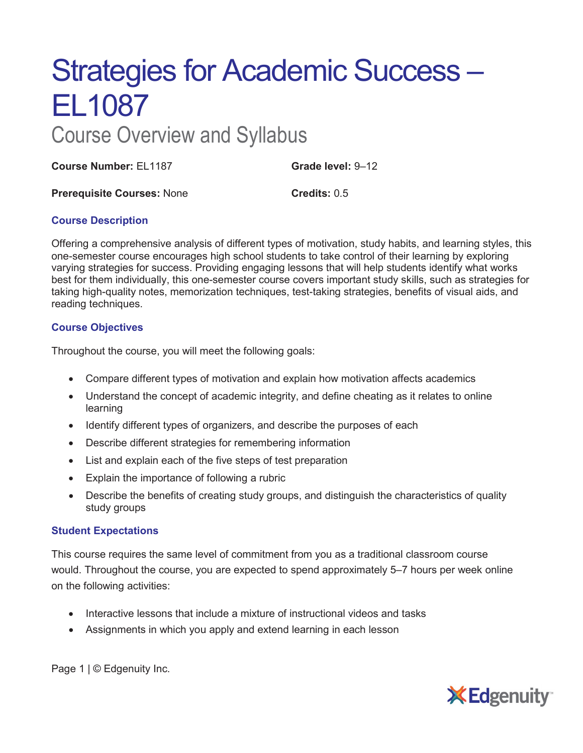# Strategies for Academic Success – EL1087

## Course Overview and Syllabus

**Course Number:** EL1187

**Grade level:** 9–12

**Prerequisite Courses:** None

**Credits:** 0.5

### Course Description

Offering a comprehensive analysis of different types of motivation, study habits, and learning styles, this one-semester course encourages high school students to take control of their learning by exploring varying strategies for success. Providing engaging lessons that will help students identify what works best for them individually, this one-semester course covers important study skills, such as strategies for taking high-quality notes, memorization techniques, test-taking strategies, benefits of visual aids, and reading techniques.

### Course Objectives

Throughout the course, you will meet the following goals:

- Compare different types of motivation and explain how motivation affects academics
- Understand the concept of academic integrity, and define cheating as it relates to online learning
- Identify different types of organizers, and describe the purposes of each
- Describe different strategies for remembering information
- List and explain each of the five steps of test preparation
- Explain the importance of following a rubric
- Describe the benefits of creating study groups, and distinguish the characteristics of quality study groups

### Student Expectations

This course requires the same level of commitment from you as a traditional classroom course would. Throughout the course, you are expected to spend approximately 5–7 hours per week online on the following activities:

- Interactive lessons that include a mixture of instructional videos and tasks
- Assignments in which you apply and extend learning in each lesson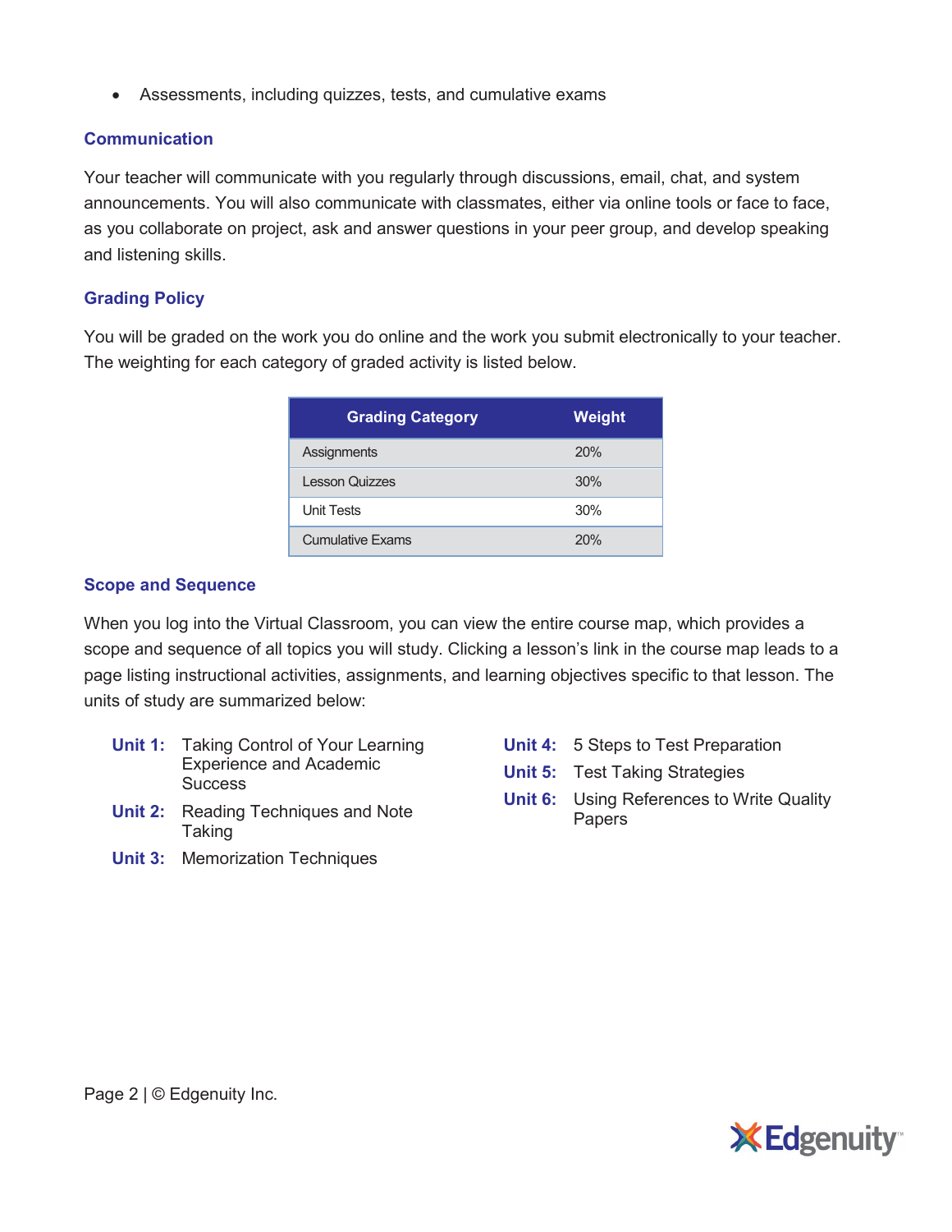- Assessments, including quizzes, tests, and cumulative exams

### Communication

Your teacher will communicate with you regularly through discussions, email, chat, and system announcements. You will also communicate with classmates, either via online tools or face to face, as you collaborate on project, ask and answer questions in your peer group, and develop speaking and listening skills.

### Grading Policy

You will be graded on the work you do online and the work you submit electronically to your teacher. The weighting for each category of graded activity is listed below.

| Grading Category | Weight |
|---|---|
| Assignments | 20% |
| Lesson Quizzes | 30% |
| Unit Tests | 30% |
| Cumulative Exams | 20% |

### Scope and Sequence

When you log into the Virtual Classroom, you can view the entire course map, which provides a scope and sequence of all topics you will study. Clicking a lesson's link in the course map leads to a page listing instructional activities, assignments, and learning objectives specific to that lesson. The units of study are summarized below:

**Unit 1:** Taking Control of Your Learning Experience and Academic Success

**Unit 2:** Reading Techniques and Note Taking

**Unit 3:** Memorization Techniques

**Unit 4:** 5 Steps to Test Preparation

**Unit 5:** Test Taking Strategies

**Unit 6:** Using References to Write Quality Papers